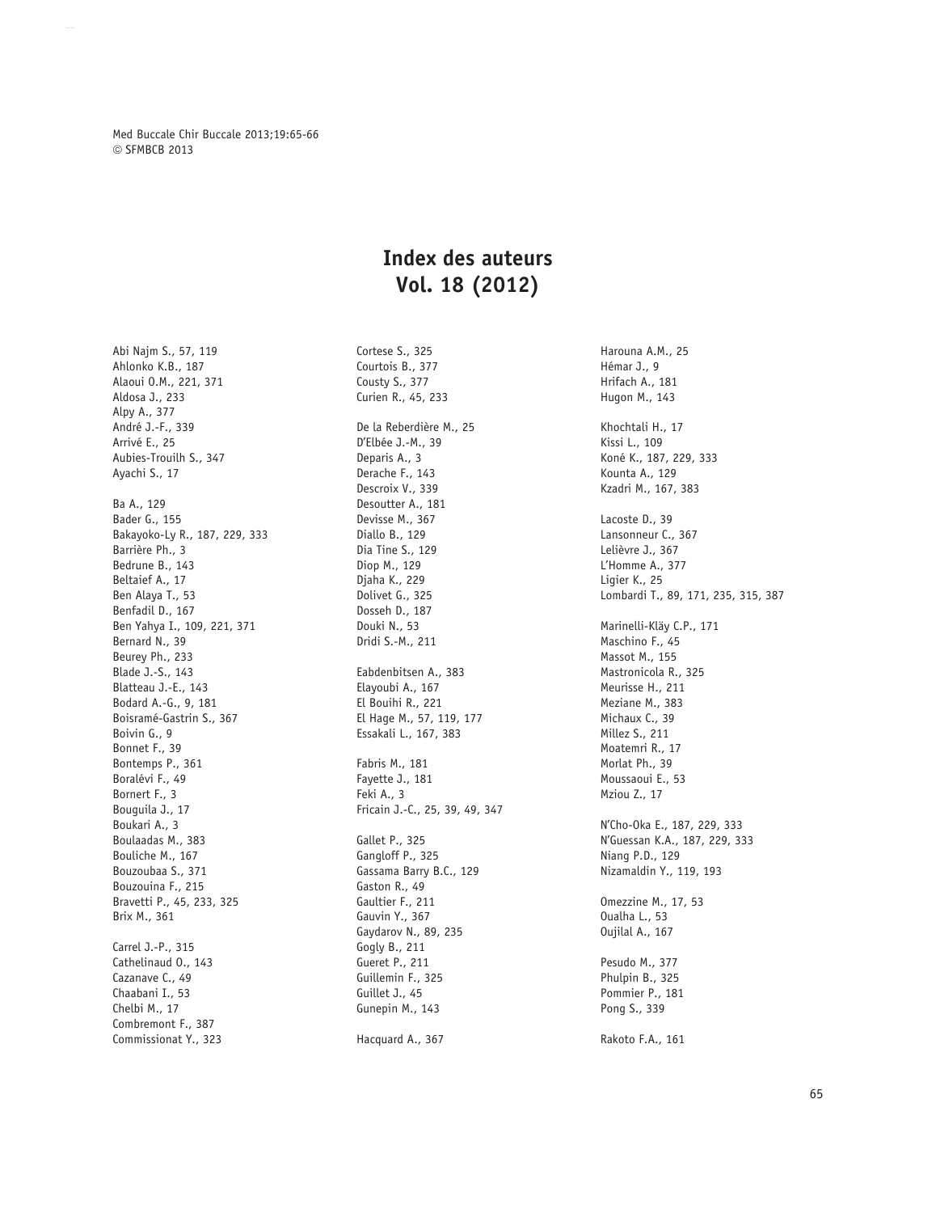# Index des auteurs
# Vol. 18 (2012)

Abi Najm S., 57, 119
Ahlonko K.B., 187
Alaoui O.M., 221, 371
Aldosa J., 233
Alpy A., 377
André J.-F., 339
Arrivé E., 25
Aubies-Trouilh S., 347
Ayachi S., 17

Ba A., 129
Bader G., 155
Bakayoko-Ly R., 187, 229, 333
Barrière Ph., 3
Bedrune B., 143
Beltaief A., 17
Ben Alaya T., 53
Benfadil D., 167
Ben Yahya I., 109, 221, 371
Bernard N., 39
Beurey Ph., 233
Blade J.-S., 143
Blatteau J.-E., 143
Bodard A.-G., 9, 181
Boisramé-Gastrin S., 367
Boivin G., 9
Bonnet F., 39
Bontemps P., 361
Boralévi F., 49
Bornert F., 3
Bouguila J., 17
Boukari A., 3
Boulaadas M., 383
Bouliche M., 167
Bouzoubaa S., 371
Bouzouina F., 215
Bravetti P., 45, 233, 325
Brix M., 361

Carrel J.-P., 315
Cathelinaud O., 143
Cazanave C., 49
Chaabani I., 53
Chelbi M., 17
Combremont F., 387
Commissionat Y., 323

Cortese S., 325
Courtois B., 377
Cousty S., 377
Curien R., 45, 233

De la Reberdière M., 25
D'Elbée J.-M., 39
Deparis A., 3
Derache F., 143
Descroix V., 339
Desoutter A., 181
Devisse M., 367
Diallo B., 129
Dia Tine S., 129
Diop M., 129
Djaha K., 229
Dolivet G., 325
Dosseh D., 187
Douki N., 53
Dridi S.-M., 211

Eabdenbitsen A., 383
Elayoubi A., 167
El Bouihi R., 221
El Hage M., 57, 119, 177
Essakali L., 167, 383

Fabris M., 181
Fayette J., 181
Feki A., 3
Fricain J.-C., 25, 39, 49, 347

Gallet P., 325
Gangloff P., 325
Gassama Barry B.C., 129
Gaston R., 49
Gaultier F., 211
Gauvin Y., 367
Gaydarov N., 89, 235
Gogly B., 211
Gueret P., 211
Guillemin F., 325
Guillet J., 45
Gunepin M., 143

Hacquard A., 367

Harouna A.M., 25
Hémar J., 9
Hrifach A., 181
Hugon M., 143

Khochtali H., 17
Kissi L., 109
Koné K., 187, 229, 333
Kounta A., 129
Kzadri M., 167, 383

Lacoste D., 39
Lansonneur C., 367
Lelièvre J., 367
L'Homme A., 377
Ligier K., 25
Lombardi T., 89, 171, 235, 315, 387

Marinelli-Kläy C.P., 171
Maschino F., 45
Massot M., 155
Mastronicola R., 325
Meurisse H., 211
Meziane M., 383
Michaux C., 39
Millez S., 211
Moatemri R., 17
Morlat Ph., 39
Moussaoui E., 53
Mziou Z., 17

N'Cho-Oka E., 187, 229, 333
N'Guessan K.A., 187, 229, 333
Niang P.D., 129
Nizamaldin Y., 119, 193

Omezzine M., 17, 53
Oualha L., 53
Oujilal A., 167

Pesudo M., 377
Phulpin B., 325
Pommier P., 181
Pong S., 339

Rakoto F.A., 161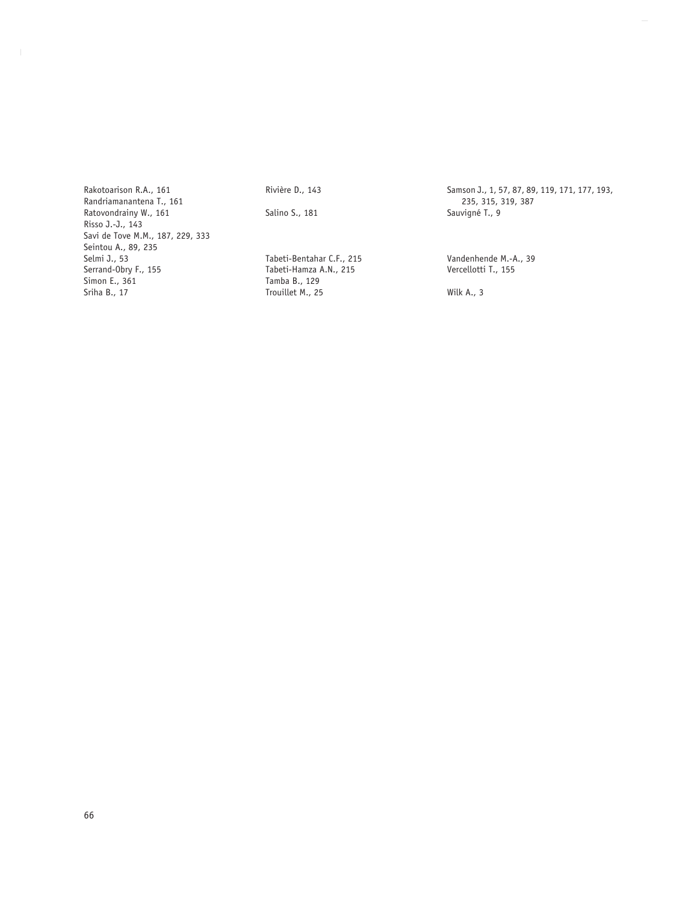Rakotoarison R.A., 161
Randriamanantena T., 161
Ratovondrainy W., 161
Risso J.-J., 143
Savi de Tove M.M., 187, 229, 333
Seintou A., 89, 235
Selmi J., 53
Serrand-Obry F., 155
Simon E., 361
Sriha B., 17

Rivière D., 143

Salino S., 181

Tabeti-Bentahar C.F., 215
Tabeti-Hamza A.N., 215
Tamba B., 129
Trouillet M., 25

Samson J., 1, 57, 87, 89, 119, 171, 177, 193, 235, 315, 319, 387
Sauvigné T., 9

Vandenhende M.-A., 39
Vercellotti T., 155

Wilk A., 3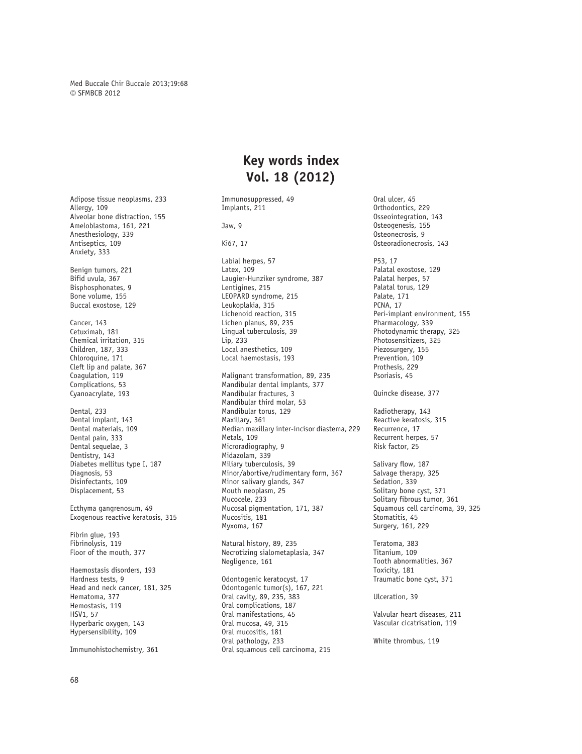# Key words index
# Vol. 18 (2012)

Adipose tissue neoplasms, 233
Allergy, 109
Alveolar bone distraction, 155
Ameloblastoma, 161, 221
Anesthesiology, 339
Antiseptics, 109
Anxiety, 333

Benign tumors, 221
Bifid uvula, 367
Bisphosphonates, 9
Bone volume, 155
Buccal exostose, 129

Cancer, 143
Cetuximab, 181
Chemical irritation, 315
Children, 187, 333
Chloroquine, 171
Cleft lip and palate, 367
Coagulation, 119
Complications, 53
Cyanoacrylate, 193

Dental, 233
Dental implant, 143
Dental materials, 109
Dental pain, 333
Dental sequelae, 3
Dentistry, 143
Diabetes mellitus type I, 187
Diagnosis, 53
Disinfectants, 109
Displacement, 53

Ecthyma gangrenosum, 49
Exogenous reactive keratosis, 315

Fibrin glue, 193
Fibrinolysis, 119
Floor of the mouth, 377

Haemostasis disorders, 193
Hardness tests, 9
Head and neck cancer, 181, 325
Hematoma, 377
Hemostasis, 119
HSV1, 57
Hyperbaric oxygen, 143
Hypersensibility, 109

Immunohistochemistry, 361
Immunosuppressed, 49
Implants, 211

Jaw, 9

Ki67, 17

Labial herpes, 57
Latex, 109
Laugier-Hunziker syndrome, 387
Lentigines, 215
LEOPARD syndrome, 215
Leukoplakia, 315
Lichenoid reaction, 315
Lichen planus, 89, 235
Lingual tuberculosis, 39
Lip, 233
Local anesthetics, 109
Local haemostasis, 193

Malignant transformation, 89, 235
Mandibular dental implants, 377
Mandibular fractures, 3
Mandibular third molar, 53
Mandibular torus, 129
Maxillary, 361
Median maxillary inter-incisor diastema, 229
Metals, 109
Microradiography, 9
Midazolam, 339
Miliary tuberculosis, 39
Minor/abortive/rudimentary form, 367
Minor salivary glands, 347
Mouth neoplasm, 25
Mucocele, 233
Mucosal pigmentation, 171, 387
Mucositis, 181
Myxoma, 167

Natural history, 89, 235
Necrotizing sialometaplasia, 347
Negligence, 161

Odontogenic keratocyst, 17
Odontogenic tumor(s), 167, 221
Oral cavity, 89, 235, 383
Oral complications, 187
Oral manifestations, 45
Oral mucosa, 49, 315
Oral mucositis, 181
Oral pathology, 233
Oral squamous cell carcinoma, 215
Oral ulcer, 45
Orthodontics, 229
Osseointegration, 143
Osteogenesis, 155
Osteonecrosis, 9
Osteoradionecrosis, 143

P53, 17
Palatal exostose, 129
Palatal herpes, 57
Palatal torus, 129
Palate, 171
PCNA, 17
Peri-implant environment, 155
Pharmacology, 339
Photodynamic therapy, 325
Photosensitizers, 325
Piezosurgery, 155
Prevention, 109
Prothesis, 229
Psoriasis, 45

Quincke disease, 377

Radiotherapy, 143
Reactive keratosis, 315
Recurrence, 17
Recurrent herpes, 57
Risk factor, 25

Salivary flow, 187
Salvage therapy, 325
Sedation, 339
Solitary bone cyst, 371
Solitary fibrous tumor, 361
Squamous cell carcinoma, 39, 325
Stomatitis, 45
Surgery, 161, 229

Teratoma, 383
Titanium, 109
Tooth abnormalities, 367
Toxicity, 181
Traumatic bone cyst, 371

Ulceration, 39

Valvular heart diseases, 211
Vascular cicatrisation, 119

White thrombus, 119